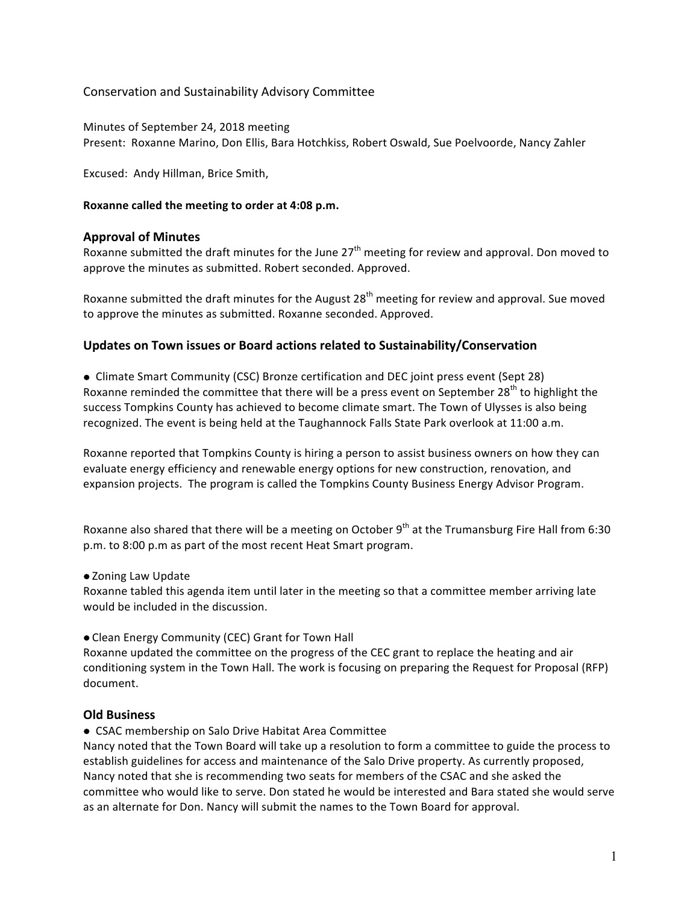Conservation and Sustainability Advisory Committee

Minutes of September 24, 2018 meeting
Present: Roxanne Marino, Don Ellis, Bara Hotchkiss, Robert Oswald, Sue Poelvoorde, Nancy Zahler

Excused: Andy Hillman, Brice Smith,

**Roxanne called the meeting to order at 4:08 p.m.**

## Approval of Minutes

Roxanne submitted the draft minutes for the June 27th meeting for review and approval. Don moved to approve the minutes as submitted. Robert seconded. Approved.

Roxanne submitted the draft minutes for the August 28th meeting for review and approval. Sue moved to approve the minutes as submitted. Roxanne seconded. Approved.

## Updates on Town issues or Board actions related to Sustainability/Conservation

- Climate Smart Community (CSC) Bronze certification and DEC joint press event (Sept 28)

Roxanne reminded the committee that there will be a press event on September 28th to highlight the success Tompkins County has achieved to become climate smart. The Town of Ulysses is also being recognized. The event is being held at the Taughannock Falls State Park overlook at 11:00 a.m.

Roxanne reported that Tompkins County is hiring a person to assist business owners on how they can evaluate energy efficiency and renewable energy options for new construction, renovation, and expansion projects. The program is called the Tompkins County Business Energy Advisor Program.

Roxanne also shared that there will be a meeting on October 9th at the Trumansburg Fire Hall from 6:30 p.m. to 8:00 p.m as part of the most recent Heat Smart program.

- Zoning Law Update

Roxanne tabled this agenda item until later in the meeting so that a committee member arriving late would be included in the discussion.

- Clean Energy Community (CEC) Grant for Town Hall

Roxanne updated the committee on the progress of the CEC grant to replace the heating and air conditioning system in the Town Hall. The work is focusing on preparing the Request for Proposal (RFP) document.

## Old Business

- CSAC membership on Salo Drive Habitat Area Committee

Nancy noted that the Town Board will take up a resolution to form a committee to guide the process to establish guidelines for access and maintenance of the Salo Drive property. As currently proposed, Nancy noted that she is recommending two seats for members of the CSAC and she asked the committee who would like to serve. Don stated he would be interested and Bara stated she would serve as an alternate for Don. Nancy will submit the names to the Town Board for approval.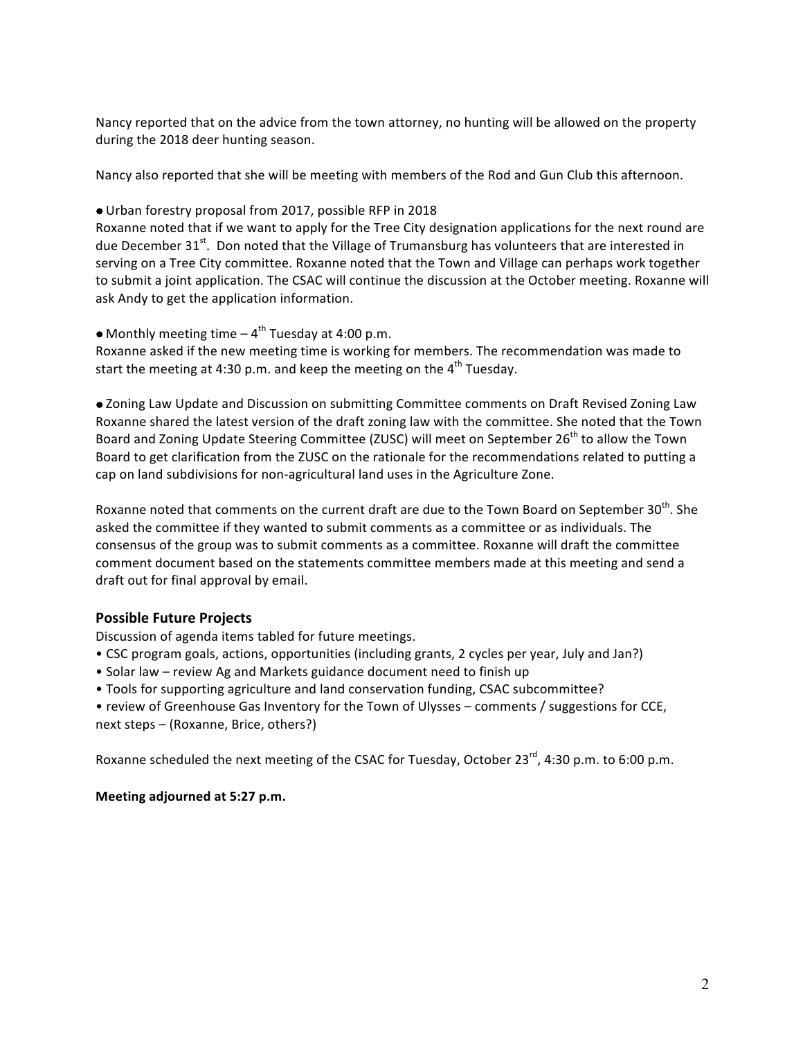Nancy reported that on the advice from the town attorney, no hunting will be allowed on the property during the 2018 deer hunting season.

Nancy also reported that she will be meeting with members of the Rod and Gun Club this afternoon.

- Urban forestry proposal from 2017, possible RFP in 2018

Roxanne noted that if we want to apply for the Tree City designation applications for the next round are due December 31st. Don noted that the Village of Trumansburg has volunteers that are interested in serving on a Tree City committee. Roxanne noted that the Town and Village can perhaps work together to submit a joint application. The CSAC will continue the discussion at the October meeting. Roxanne will ask Andy to get the application information.

- Monthly meeting time – 4th Tuesday at 4:00 p.m.

Roxanne asked if the new meeting time is working for members. The recommendation was made to start the meeting at 4:30 p.m. and keep the meeting on the 4th Tuesday.

- Zoning Law Update and Discussion on submitting Committee comments on Draft Revised Zoning Law

Roxanne shared the latest version of the draft zoning law with the committee. She noted that the Town Board and Zoning Update Steering Committee (ZUSC) will meet on September 26th to allow the Town Board to get clarification from the ZUSC on the rationale for the recommendations related to putting a cap on land subdivisions for non-agricultural land uses in the Agriculture Zone.

Roxanne noted that comments on the current draft are due to the Town Board on September 30th. She asked the committee if they wanted to submit comments as a committee or as individuals. The consensus of the group was to submit comments as a committee. Roxanne will draft the committee comment document based on the statements committee members made at this meeting and send a draft out for final approval by email.

## Possible Future Projects

Discussion of agenda items tabled for future meetings.

- CSC program goals, actions, opportunities (including grants, 2 cycles per year, July and Jan?)
- Solar law – review Ag and Markets guidance document need to finish up
- Tools for supporting agriculture and land conservation funding, CSAC subcommittee?
- review of Greenhouse Gas Inventory for the Town of Ulysses – comments / suggestions for CCE, next steps – (Roxanne, Brice, others?)

Roxanne scheduled the next meeting of the CSAC for Tuesday, October 23rd, 4:30 p.m. to 6:00 p.m.

**Meeting adjourned at 5:27 p.m.**